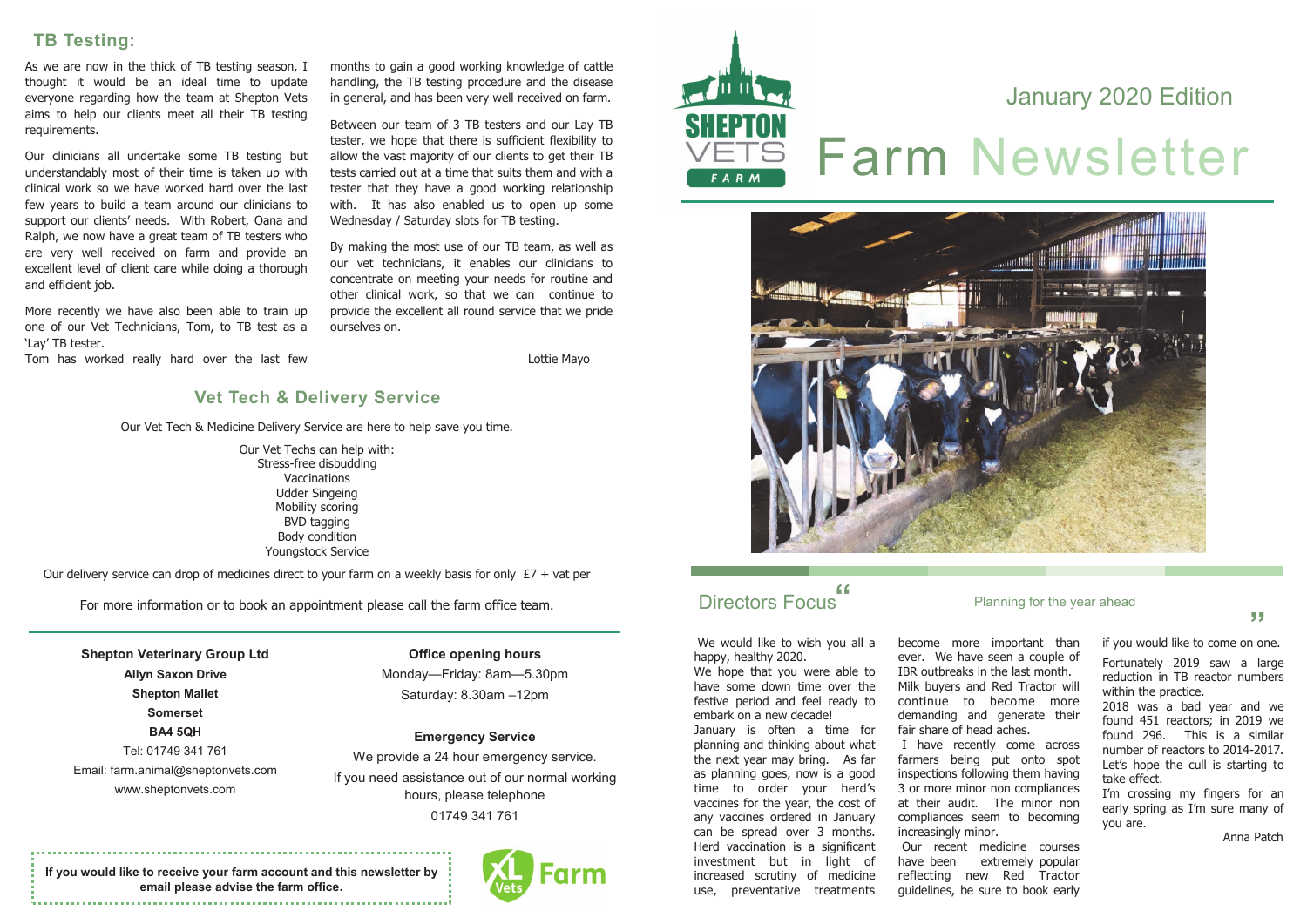# January 2020 Edition

# Farm Newsletter

## TB Testing:

As we are now in the thick of TB testing season, I thought it would be an ideal time to update everyone regarding how the team at Shepton Vets aims to help our clients meet all their TB testing requirements.

Our clinicians all undertake some TB testing but understandably most of their time is taken up with clinical work so we have worked hard over the last few years to build a team around our clinicians to support our clients' needs. With Robert, Oana and Ralph, we now have a great team of TB testers who are very well received on farm and provide an excellent level of client care while doing a thorough and efficient job.

More recently we have also been able to train up one of our Vet Technicians, Tom, to TB test as a 'Lay' TB tester.
Tom has worked really hard over the last few months to gain a good working knowledge of cattle handling, the TB testing procedure and the disease in general, and has been very well received on farm.

Between our team of 3 TB testers and our Lay TB tester, we hope that there is sufficient flexibility to allow the vast majority of our clients to get their TB tests carried out at a time that suits them and with a tester that they have a good working relationship with. It has also enabled us to open up some Wednesday / Saturday slots for TB testing.

By making the most use of our TB team, as well as our vet technicians, it enables our clinicians to concentrate on meeting your needs for routine and other clinical work, so that we can continue to provide the excellent all round service that we pride ourselves on.

Lottie Mayo

## Vet Tech & Delivery Service

Our Vet Tech & Medicine Delivery Service are here to help save you time.

Our Vet Techs can help with:
- Stress-free disbudding
- Vaccinations
- Udder Singeing
- Mobility scoring
- BVD tagging
- Body condition
- Youngstock Service

Our delivery service can drop of medicines direct to your farm on a weekly basis for only £7 + vat per

For more information or to book an appointment please call the farm office team.

**Shepton Veterinary Group Ltd**
**Allyn Saxon Drive**
**Shepton Mallet**
**Somerset**
**BA4 5QH**
Tel: 01749 341 761
Email: farm.animal@sheptonvets.com
www.sheptonvets.com

**Office opening hours**
Monday—Friday: 8am—5.30pm
Saturday: 8.30am –12pm

**Emergency Service**
We provide a 24 hour emergency service.
If you need assistance out of our normal working hours, please telephone
01749 341 761

**If you would like to receive your farm account and this newsletter by email please advise the farm office.**

## Directors Focus

### Planning for the year ahead

We would like to wish you all a happy, healthy 2020.
We hope that you were able to have some down time over the festive period and feel ready to embark on a new decade!
January is often a time for planning and thinking about what the next year may bring. As far as planning goes, now is a good time to order your herd's vaccines for the year, the cost of any vaccines ordered in January can be spread over 3 months. Herd vaccination is a significant investment but in light of increased scrutiny of medicine use, preventative treatments become more important than ever. We have seen a couple of IBR outbreaks in the last month.
Milk buyers and Red Tractor will continue to become more demanding and generate their fair share of head aches.
I have recently come across farmers being put onto spot inspections following them having 3 or more minor non compliances at their audit. The minor non compliances seem to becoming increasingly minor.
Our recent medicine courses have been extremely popular reflecting new Red Tractor guidelines, be sure to book early if you would like to come on one.

Fortunately 2019 saw a large reduction in TB reactor numbers within the practice.
2018 was a bad year and we found 451 reactors; in 2019 we found 296. This is a similar number of reactors to 2014-2017. Let's hope the cull is starting to take effect.
I'm crossing my fingers for an early spring as I'm sure many of you are.

Anna Patch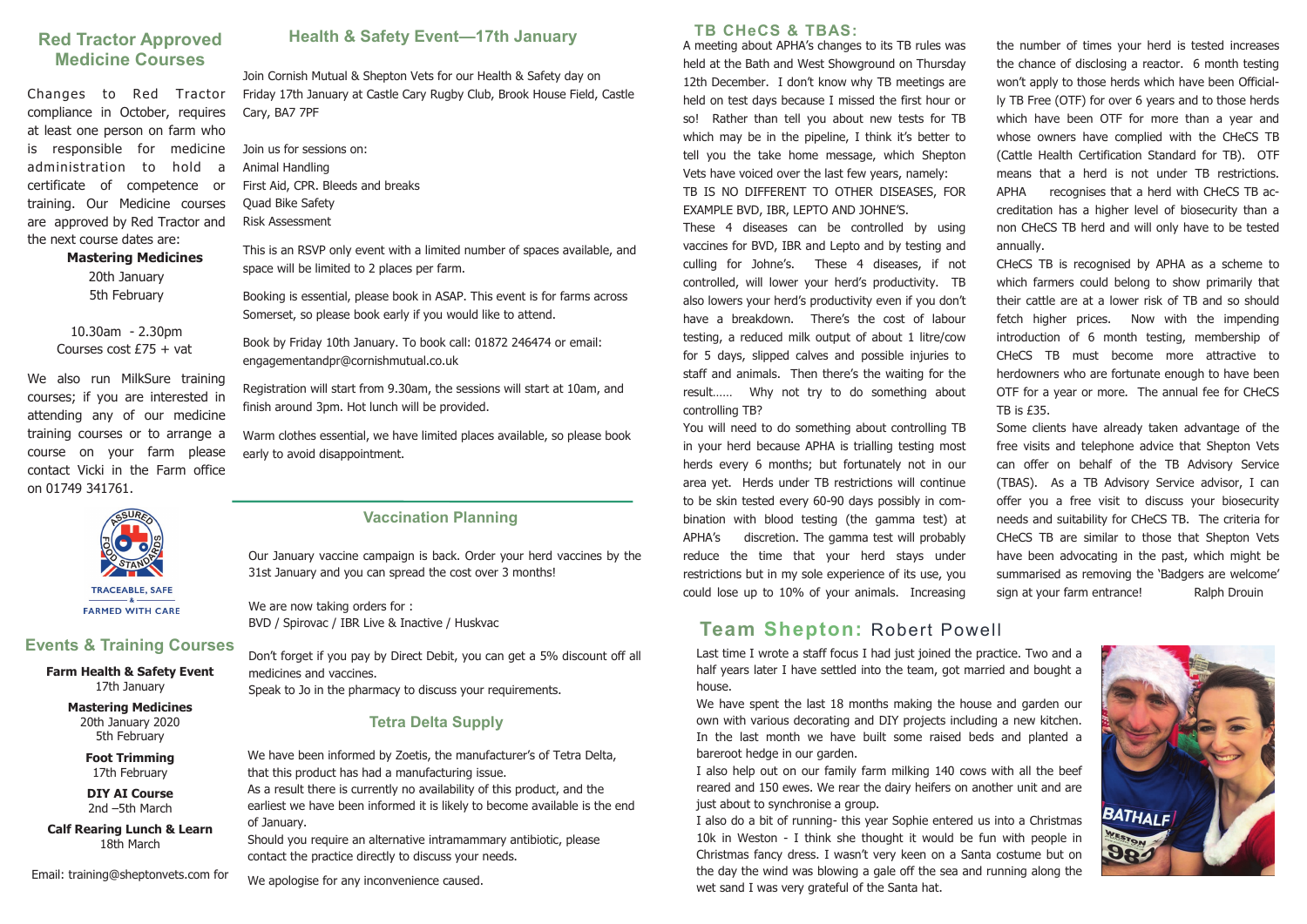## Red Tractor Approved Medicine Courses

Changes to Red Tractor compliance in October, requires at least one person on farm who is responsible for medicine administration to hold a certificate of competence or training. Our Medicine courses are approved by Red Tractor and the next course dates are:

**Mastering Medicines**
20th January
5th February

10.30am - 2.30pm
Courses cost £75 + vat

We also run MilkSure training courses; if you are interested in attending any of our medicine training courses or to arrange a course on your farm please contact Vicki in the Farm office on 01749 341761.

ASSURED FOOD STANDARDS
TRACEABLE, SAFE & FARMED WITH CARE

## Events & Training Courses

**Farm Health & Safety Event**
17th January

**Mastering Medicines**
20th January 2020
5th February

**Foot Trimming**
17th February

**DIY AI Course**
2nd –5th March

**Calf Rearing Lunch & Learn**
18th March

Email: training@sheptonvets.com for

## Health & Safety Event—17th January

Join Cornish Mutual & Shepton Vets for our Health & Safety day on Friday 17th January at Castle Cary Rugby Club, Brook House Field, Castle Cary, BA7 7PF

Join us for sessions on:
Animal Handling
First Aid, CPR. Bleeds and breaks
Quad Bike Safety
Risk Assessment

This is an RSVP only event with a limited number of spaces available, and space will be limited to 2 places per farm.

Booking is essential, please book in ASAP. This event is for farms across Somerset, so please book early if you would like to attend.

Book by Friday 10th January. To book call: 01872 246474 or email: engagementandpr@cornishmutual.co.uk

Registration will start from 9.30am, the sessions will start at 10am, and finish around 3pm. Hot lunch will be provided.

Warm clothes essential, we have limited places available, so please book early to avoid disappointment.

## Vaccination Planning

Our January vaccine campaign is back. Order your herd vaccines by the 31st January and you can spread the cost over 3 months!

We are now taking orders for :
BVD / Spirovac / IBR Live & Inactive / Huskvac

Don't forget if you pay by Direct Debit, you can get a 5% discount off all medicines and vaccines.
Speak to Jo in the pharmacy to discuss your requirements.

## Tetra Delta Supply

We have been informed by Zoetis, the manufacturer's of Tetra Delta, that this product has had a manufacturing issue.
As a result there is currently no availability of this product, and the earliest we have been informed it is likely to become available is the end of January.
Should you require an alternative intramammary antibiotic, please contact the practice directly to discuss your needs.

We apologise for any inconvenience caused.

## TB CHeCS & TBAS:

A meeting about APHA's changes to its TB rules was held at the Bath and West Showground on Thursday 12th December. I don't know why TB meetings are held on test days because I missed the first hour or so! Rather than tell you about new tests for TB which may be in the pipeline, I think it's better to tell you the take home message, which Shepton Vets have voiced over the last few years, namely:
TB IS NO DIFFERENT TO OTHER DISEASES, FOR EXAMPLE BVD, IBR, LEPTO AND JOHNE'S.
These 4 diseases can be controlled by using vaccines for BVD, IBR and Lepto and by testing and culling for Johne's. These 4 diseases, if not controlled, will lower your herd's productivity. TB also lowers your herd's productivity even if you don't have a breakdown. There's the cost of labour testing, a reduced milk output of about 1 litre/cow for 5 days, slipped calves and possible injuries to staff and animals. Then there's the waiting for the result…… Why not try to do something about controlling TB?
You will need to do something about controlling TB in your herd because APHA is trialling testing most herds every 6 months; but fortunately not in our area yet. Herds under TB restrictions will continue to be skin tested every 60-90 days possibly in combination with blood testing (the gamma test) at APHA's discretion. The gamma test will probably reduce the time that your herd stays under restrictions but in my sole experience of its use, you could lose up to 10% of your animals. Increasing the number of times your herd is tested increases the chance of disclosing a reactor. 6 month testing won't apply to those herds which have been Officially TB Free (OTF) for over 6 years and to those herds which have been OTF for more than a year and whose owners have complied with the CHeCS TB (Cattle Health Certification Standard for TB). OTF means that a herd is not under TB restrictions. APHA recognises that a herd with CHeCS TB accreditation has a higher level of biosecurity than a non CHeCS TB herd and will only have to be tested annually.
CHeCS TB is recognised by APHA as a scheme to which farmers could belong to show primarily that their cattle are at a lower risk of TB and so should fetch higher prices. Now with the impending introduction of 6 month testing, membership of CHeCS TB must become more attractive to herdowners who are fortunate enough to have been OTF for a year or more. The annual fee for CHeCS TB is £35.
Some clients have already taken advantage of the free visits and telephone advice that Shepton Vets can offer on behalf of the TB Advisory Service (TBAS). As a TB Advisory Service advisor, I can offer you a free visit to discuss your biosecurity needs and suitability for CHeCS TB. The criteria for CHeCS TB are similar to those that Shepton Vets have been advocating in the past, which might be summarised as removing the 'Badgers are welcome' sign at your farm entrance! Ralph Drouin

## Team Shepton: Robert Powell

Last time I wrote a staff focus I had just joined the practice. Two and a half years later I have settled into the team, got married and bought a house.
We have spent the last 18 months making the house and garden our own with various decorating and DIY projects including a new kitchen. In the last month we have built some raised beds and planted a bareroot hedge in our garden.
I also help out on our family farm milking 140 cows with all the beef reared and 150 ewes. We rear the dairy heifers on another unit and are just about to synchronise a group.
I also do a bit of running- this year Sophie entered us into a Christmas 10k in Weston - I think she thought it would be fun with people in Christmas fancy dress. I wasn't very keen on a Santa costume but on the day the wind was blowing a gale off the sea and running along the wet sand I was very grateful of the Santa hat.